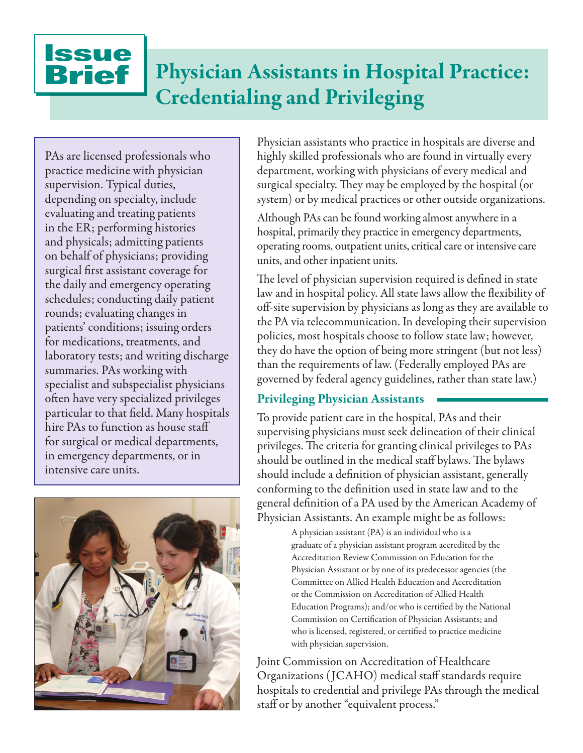# Issue Brief

# Physician Assistants in Hospital Practice: Credentialing and Privileging

PAs are licensed professionals who practice medicine with physician supervision. Typical duties, depending on specialty, include evaluating and treating patients in the ER; performing histories and physicals; admitting patients on behalf of physicians; providing surgical first assistant coverage for the daily and emergency operating schedules; conducting daily patient rounds; evaluating changes in patients' conditions; issuing orders for medications, treatments, and laboratory tests; and writing discharge summaries. PAs working with specialist and subspecialist physicians often have very specialized privileges particular to that field. Many hospitals hire PAs to function as house staff for surgical or medical departments, in emergency departments, or in intensive care units.

Physician assistants who practice in hospitals are diverse and highly skilled professionals who are found in virtually every department, working with physicians of every medical and surgical specialty. They may be employed by the hospital (or system) or by medical practices or other outside organizations.

Although PAs can be found working almost anywhere in a hospital, primarily they practice in emergency departments, operating rooms, outpatient units, critical care or intensive care units, and other inpatient units.

The level of physician supervision required is defined in state law and in hospital policy. All state laws allow the flexibility of off-site supervision by physicians as long as they are available to the PA via telecommunication. In developing their supervision policies, most hospitals choose to follow state law; however, they do have the option of being more stringent (but not less) than the requirements of law. (Federally employed PAs are governed by federal agency guidelines, rather than state law.)

## Privileging Physician Assistants

To provide patient care in the hospital, PAs and their supervising physicians must seek delineation of their clinical privileges. The criteria for granting clinical privileges to PAs should be outlined in the medical staff bylaws. The bylaws should include a definition of physician assistant, generally conforming to the definition used in state law and to the general definition of a PA used by the American Academy of Physician Assistants. An example might be as follows:

> A physician assistant (PA) is an individual who is a graduate of a physician assistant program accredited by the Accreditation Review Commission on Education for the Physician Assistant or by one of its predecessor agencies (the Committee on Allied Health Education and Accreditation or the Commission on Accreditation of Allied Health Education Programs); and/or who is certified by the National Commission on Certification of Physician Assistants; and who is licensed, registered, or certified to practice medicine with physician supervision.

Joint Commission on Accreditation of Healthcare Organizations (JCAHO) medical staff standards require hospitals to credential and privilege PAs through the medical staff or by another "equivalent process."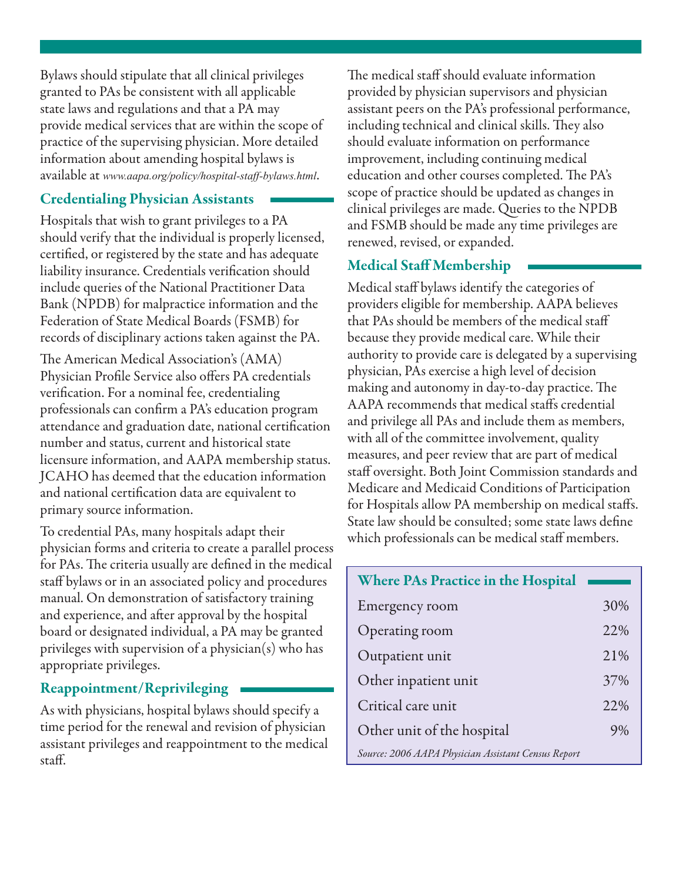Bylaws should stipulate that all clinical privileges granted to PAs be consistent with all applicable state laws and regulations and that a PA may provide medical services that are within the scope of practice of the supervising physician. More detailed information about amending hospital bylaws is available at *www.aapa.org/policy/hospital-staff-bylaws.html*.

## Credentialing Physician Assistants

Hospitals that wish to grant privileges to a PA should verify that the individual is properly licensed, certified, or registered by the state and has adequate liability insurance. Credentials verification should include queries of the National Practitioner Data Bank (NPDB) for malpractice information and the Federation of State Medical Boards (FSMB) for records of disciplinary actions taken against the PA.

The American Medical Association's (AMA) Physician Profile Service also offers PA credentials verification. For a nominal fee, credentialing professionals can confirm a PA's education program attendance and graduation date, national certification number and status, current and historical state licensure information, and AAPA membership status. JCAHO has deemed that the education information and national certification data are equivalent to primary source information.

To credential PAs, many hospitals adapt their physician forms and criteria to create a parallel process for PAs. The criteria usually are defined in the medical staff bylaws or in an associated policy and procedures manual. On demonstration of satisfactory training and experience, and after approval by the hospital board or designated individual, a PA may be granted privileges with supervision of a physician(s) who has appropriate privileges.

## Reappointment/Reprivileging

As with physicians, hospital bylaws should specify a time period for the renewal and revision of physician assistant privileges and reappointment to the medical staff.

The medical staff should evaluate information provided by physician supervisors and physician assistant peers on the PA's professional performance, including technical and clinical skills. They also should evaluate information on performance improvement, including continuing medical education and other courses completed. The PA's scope of practice should be updated as changes in clinical privileges are made. Queries to the NPDB and FSMB should be made any time privileges are renewed, revised, or expanded.

## Medical Staff Membership

Medical staff bylaws identify the categories of providers eligible for membership. AAPA believes that PAs should be members of the medical staff because they provide medical care. While their authority to provide care is delegated by a supervising physician, PAs exercise a high level of decision making and autonomy in day-to-day practice. The AAPA recommends that medical staffs credential and privilege all PAs and include them as members, with all of the committee involvement, quality measures, and peer review that are part of medical staff oversight. Both Joint Commission standards and Medicare and Medicaid Conditions of Participation for Hospitals allow PA membership on medical staffs. State law should be consulted; some state laws define which professionals can be medical staff members.

### Where PAs Practice in the Hospital

| Location | Percent |
|---|---|
| Emergency room | 30% |
| Operating room | 22% |
| Outpatient unit | 21% |
| Other inpatient unit | 37% |
| Critical care unit | 22% |
| Other unit of the hospital | 9% |

*Source: 2006 AAPA Physician Assistant Census Report*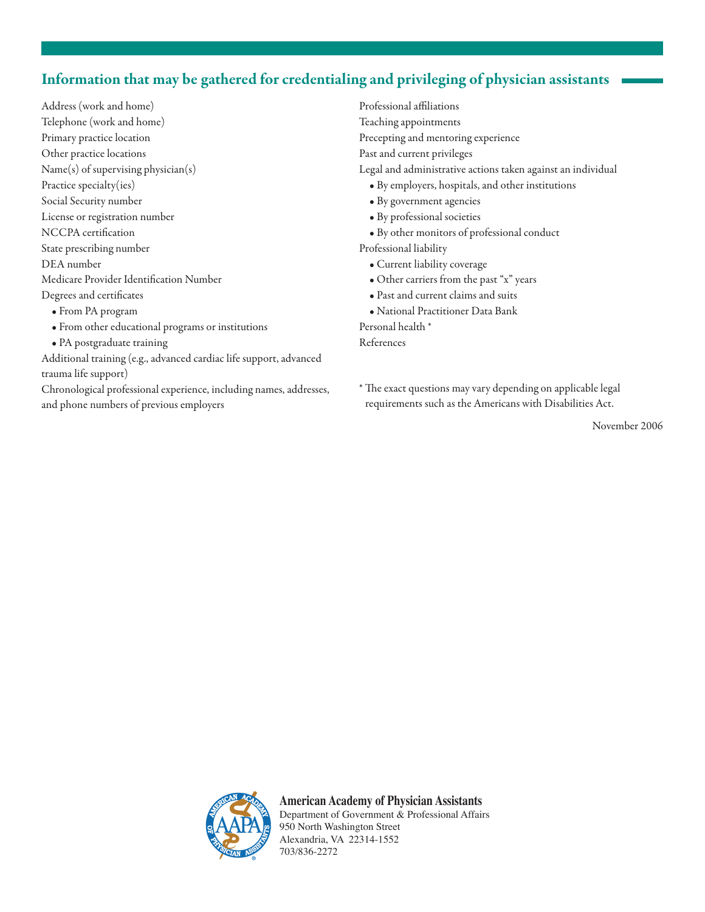## Information that may be gathered for credentialing and privileging of physician assistants

Address (work and home)

Telephone (work and home)

Primary practice location

Other practice locations

Name(s) of supervising physician(s)

Practice specialty(ies)

Social Security number

License or registration number

NCCPA certification

State prescribing number

DEA number

Medicare Provider Identification Number

Degrees and certificates

- From PA program
- From other educational programs or institutions
- PA postgraduate training

Additional training (e.g., advanced cardiac life support, advanced trauma life support)

Chronological professional experience, including names, addresses, and phone numbers of previous employers

Professional affiliations

Teaching appointments

Precepting and mentoring experience

Past and current privileges

Legal and administrative actions taken against an individual

- By employers, hospitals, and other institutions
- By government agencies
- By professional societies
- By other monitors of professional conduct

Professional liability

- Current liability coverage
- Other carriers from the past "x" years
- Past and current claims and suits
- National Practitioner Data Bank

Personal health *

References

* The exact questions may vary depending on applicable legal requirements such as the Americans with Disabilities Act.

November 2006

**American Academy of Physician Assistants**
Department of Government & Professional Affairs
950 North Washington Street
Alexandria, VA 22314-1552
703/836-2272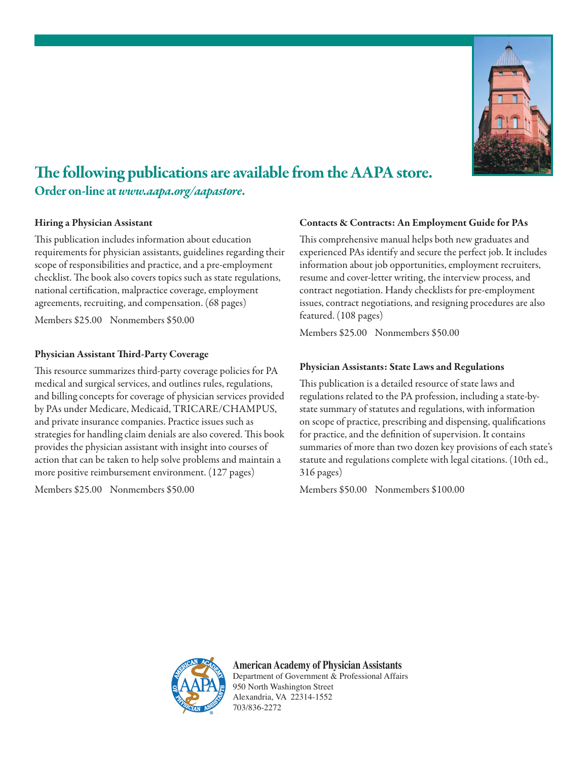# The following publications are available from the AAPA store.

**Order on-line at *www.aapa.org/aapastore*.**

### Hiring a Physician Assistant

This publication includes information about education requirements for physician assistants, guidelines regarding their scope of responsibilities and practice, and a pre-employment checklist. The book also covers topics such as state regulations, national certification, malpractice coverage, employment agreements, recruiting, and compensation. (68 pages)

Members $25.00 Nonmembers $50.00

### Physician Assistant Third-Party Coverage

This resource summarizes third-party coverage policies for PA medical and surgical services, and outlines rules, regulations, and billing concepts for coverage of physician services provided by PAs under Medicare, Medicaid, TRICARE/CHAMPUS, and private insurance companies. Practice issues such as strategies for handling claim denials are also covered. This book provides the physician assistant with insight into courses of action that can be taken to help solve problems and maintain a more positive reimbursement environment. (127 pages)

Members $25.00 Nonmembers $50.00

### Contacts & Contracts: An Employment Guide for PAs

This comprehensive manual helps both new graduates and experienced PAs identify and secure the perfect job. It includes information about job opportunities, employment recruiters, resume and cover-letter writing, the interview process, and contract negotiation. Handy checklists for pre-employment issues, contract negotiations, and resigning procedures are also featured. (108 pages)

Members $25.00 Nonmembers $50.00

### Physician Assistants: State Laws and Regulations

This publication is a detailed resource of state laws and regulations related to the PA profession, including a state-by-state summary of statutes and regulations, with information on scope of practice, prescribing and dispensing, qualifications for practice, and the definition of supervision. It contains summaries of more than two dozen key provisions of each state's statute and regulations complete with legal citations. (10th ed., 316 pages)

Members $50.00 Nonmembers $100.00

**American Academy of Physician Assistants**
Department of Government & Professional Affairs
950 North Washington Street
Alexandria, VA 22314-1552
703/836-2272